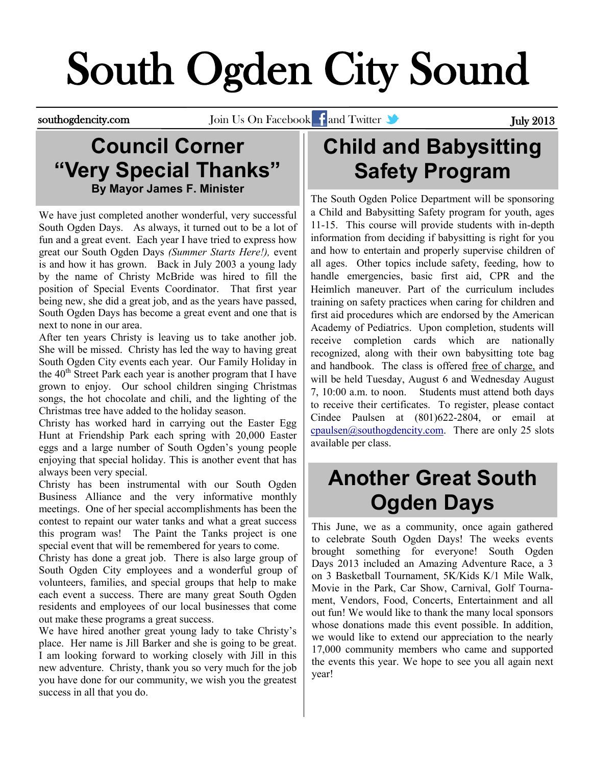# South Ogden City Sound

southogdencity.com Join Us On Facebook and Twitter July 2013

## Council Corner "Very Special Thanks"

**By Mayor James F. Minister**

We have just completed another wonderful, very successful South Ogden Days. As always, it turned out to be a lot of fun and a great event. Each year I have tried to express how great our South Ogden Days *(Summer Starts Here!),* event is and how it has grown. Back in July 2003 a young lady by the name of Christy McBride was hired to fill the position of Special Events Coordinator. That first year being new, she did a great job, and as the years have passed, South Ogden Days has become a great event and one that is next to none in our area.

After ten years Christy is leaving us to take another job. She will be missed. Christy has led the way to having great South Ogden City events each year. Our Family Holiday in the 40th Street Park each year is another program that I have grown to enjoy. Our school children singing Christmas songs, the hot chocolate and chili, and the lighting of the Christmas tree have added to the holiday season.

Christy has worked hard in carrying out the Easter Egg Hunt at Friendship Park each spring with 20,000 Easter eggs and a large number of South Ogden's young people enjoying that special holiday. This is another event that has always been very special.

Christy has been instrumental with our South Ogden Business Alliance and the very informative monthly meetings. One of her special accomplishments has been the contest to repaint our water tanks and what a great success this program was! The Paint the Tanks project is one special event that will be remembered for years to come.

Christy has done a great job. There is also large group of South Ogden City employees and a wonderful group of volunteers, families, and special groups that help to make each event a success. There are many great South Ogden residents and employees of our local businesses that come out make these programs a great success.

We have hired another great young lady to take Christy's place. Her name is Jill Barker and she is going to be great. I am looking forward to working closely with Jill in this new adventure. Christy, thank you so very much for the job you have done for our community, we wish you the greatest success in all that you do.

## Child and Babysitting Safety Program

The South Ogden Police Department will be sponsoring a Child and Babysitting Safety program for youth, ages 11-15. This course will provide students with in-depth information from deciding if babysitting is right for you and how to entertain and properly supervise children of all ages. Other topics include safety, feeding, how to handle emergencies, basic first aid, CPR and the Heimlich maneuver. Part of the curriculum includes training on safety practices when caring for children and first aid procedures which are endorsed by the American Academy of Pediatrics. Upon completion, students will receive completion cards which are nationally recognized, along with their own babysitting tote bag and handbook. The class is offered free of charge, and will be held Tuesday, August 6 and Wednesday August 7, 10:00 a.m. to noon. Students must attend both days to receive their certificates. To register, please contact Cindee Paulsen at (801)622-2804, or email at cpaulsen@southogdencity.com. There are only 25 slots available per class.

## Another Great South Ogden Days

This June, we as a community, once again gathered to celebrate South Ogden Days! The weeks events brought something for everyone! South Ogden Days 2013 included an Amazing Adventure Race, a 3 on 3 Basketball Tournament, 5K/Kids K/1 Mile Walk, Movie in the Park, Car Show, Carnival, Golf Tournament, Vendors, Food, Concerts, Entertainment and all out fun! We would like to thank the many local sponsors whose donations made this event possible. In addition, we would like to extend our appreciation to the nearly 17,000 community members who came and supported the events this year. We hope to see you all again next year!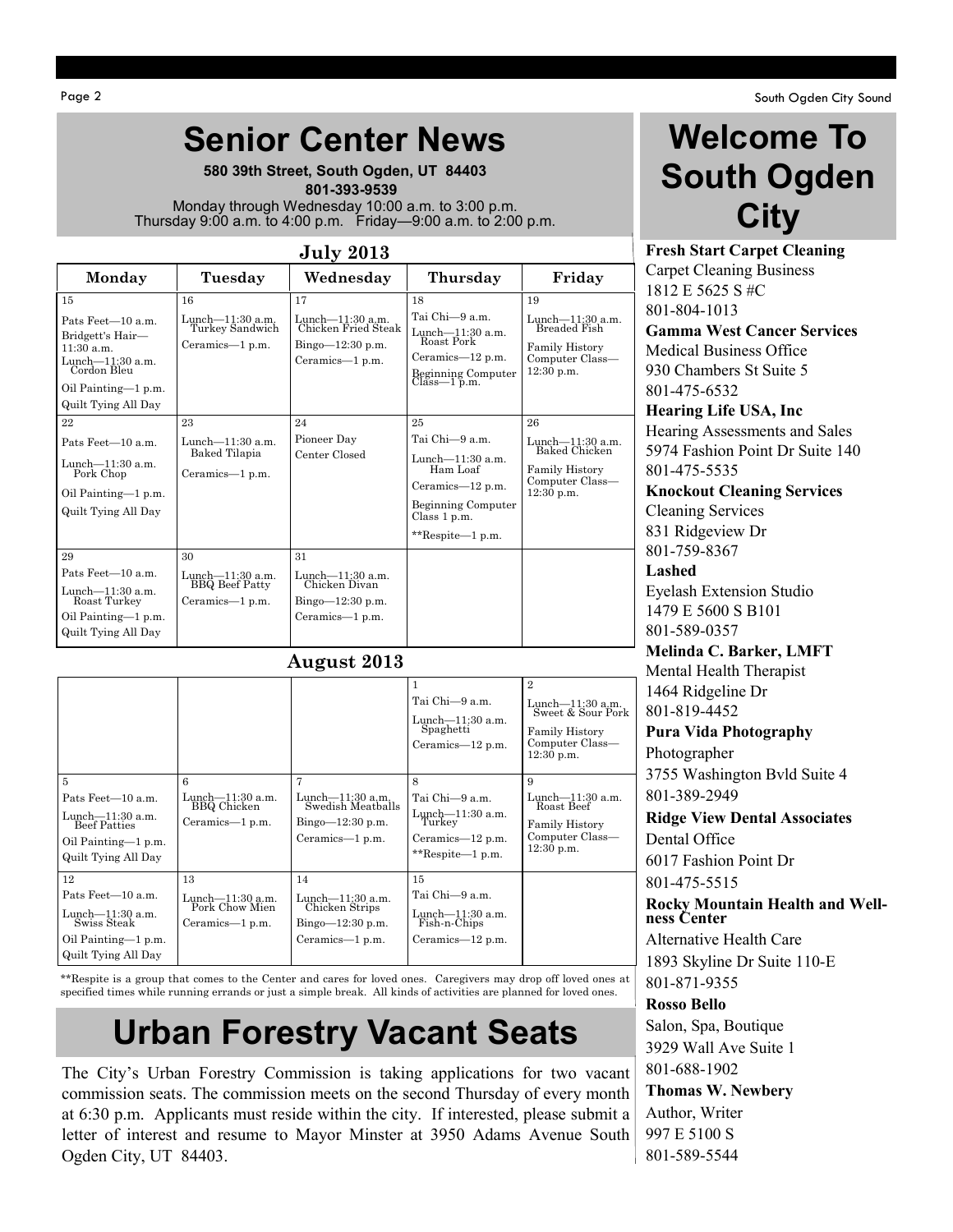# Senior Center News

**580 39th Street, South Ogden, UT 84403**
**801-393-9539**
Monday through Wednesday 10:00 a.m. to 3:00 p.m.
Thursday 9:00 a.m. to 4:00 p.m. Friday—9:00 a.m. to 2:00 p.m.

## July 2013

| Monday | Tuesday | Wednesday | Thursday | Friday |
|---|---|---|---|---|
| 15<br>Pats Feet—10 a.m.<br>Bridgett's Hair—11:30 a.m.<br>Lunch—11:30 a.m. Cordon Bleu<br>Oil Painting—1 p.m.<br>Quilt Tying All Day | 16<br>Lunch—11:30 a.m. Turkey Sandwich<br>Ceramics—1 p.m. | 17<br>Lunch—11:30 a.m. Chicken Fried Steak<br>Bingo—12:30 p.m.<br>Ceramics—1 p.m. | 18<br>Tai Chi—9 a.m.<br>Lunch—11:30 a.m. Roast Pork<br>Ceramics—12 p.m.<br>Beginning Computer Class—1 p.m. | 19<br>Lunch—11:30 a.m. Breaded Fish<br>Family History Computer Class—12:30 p.m. |
| 22<br>Pats Feet—10 a.m.<br>Lunch—11:30 a.m. Pork Chop<br>Oil Painting—1 p.m.<br>Quilt Tying All Day | 23<br>Lunch—11:30 a.m. Baked Tilapia<br>Ceramics—1 p.m. | 24<br>Pioneer Day<br>Center Closed | 25<br>Tai Chi—9 a.m.<br>Lunch—11:30 a.m. Ham Loaf<br>Ceramics—12 p.m.<br>Beginning Computer Class 1 p.m.<br>**Respite—1 p.m. | 26<br>Lunch—11:30 a.m. Baked Chicken<br>Family History Computer Class—12:30 p.m. |
| 29<br>Pats Feet—10 a.m.<br>Lunch—11:30 a.m. Roast Turkey<br>Oil Painting—1 p.m.<br>Quilt Tying All Day | 30<br>Lunch—11:30 a.m. BBQ Beef Patty<br>Ceramics—1 p.m. | 31<br>Lunch—11:30 a.m. Chicken Divan<br>Bingo—12:30 p.m.<br>Ceramics—1 p.m. | | |

## August 2013

| Monday | Tuesday | Wednesday | Thursday | Friday |
|---|---|---|---|---|
| | | | 1<br>Tai Chi—9 a.m.<br>Lunch—11:30 a.m. Spaghetti<br>Ceramics—12 p.m. | 2<br>Lunch—11:30 a.m. Sweet & Sour Pork<br>Family History Computer Class—12:30 p.m. |
| 5<br>Pats Feet—10 a.m.<br>Lunch—11:30 a.m. Beef Patties<br>Oil Painting—1 p.m.<br>Quilt Tying All Day | 6<br>Lunch—11:30 a.m. BBQ Chicken<br>Ceramics—1 p.m. | 7<br>Lunch—11:30 a.m. Swedish Meatballs<br>Bingo—12:30 p.m.<br>Ceramics—1 p.m. | 8<br>Tai Chi—9 a.m.<br>Lunch—11:30 a.m. Turkey<br>Ceramics—12 p.m.<br>**Respite—1 p.m. | 9<br>Lunch—11:30 a.m. Roast Beef<br>Family History Computer Class—12:30 p.m. |
| 12<br>Pats Feet—10 a.m.<br>Lunch—11:30 a.m. Swiss Steak<br>Oil Painting—1 p.m.<br>Quilt Tying All Day | 13<br>Lunch—11:30 a.m. Pork Chow Mien<br>Ceramics—1 p.m. | 14<br>Lunch—11:30 a.m. Chicken Strips<br>Bingo—12:30 p.m.<br>Ceramics—1 p.m. | 15<br>Tai Chi—9 a.m.<br>Lunch—11:30 a.m. Fish-n-Chips<br>Ceramics—12 p.m. | |

**Respite is a group that comes to the Center and cares for loved ones. Caregivers may drop off loved ones at specified times while running errands or just a simple break. All kinds of activities are planned for loved ones.

# Urban Forestry Vacant Seats

The City's Urban Forestry Commission is taking applications for two vacant commission seats. The commission meets on the second Thursday of every month at 6:30 p.m. Applicants must reside within the city. If interested, please submit a letter of interest and resume to Mayor Minster at 3950 Adams Avenue South Ogden City, UT 84403.

# Welcome To South Ogden City

**Fresh Start Carpet Cleaning**
Carpet Cleaning Business
1812 E 5625 S #C
801-804-1013

**Gamma West Cancer Services**
Medical Business Office
930 Chambers St Suite 5
801-475-6532

**Hearing Life USA, Inc**
Hearing Assessments and Sales
5974 Fashion Point Dr Suite 140
801-475-5535

**Knockout Cleaning Services**
Cleaning Services
831 Ridgeview Dr
801-759-8367

**Lashed**
Eyelash Extension Studio
1479 E 5600 S B101
801-589-0357

**Melinda C. Barker, LMFT**
Mental Health Therapist
1464 Ridgeline Dr
801-819-4452

**Pura Vida Photography**
Photographer
3755 Washington Bvld Suite 4
801-389-2949

**Ridge View Dental Associates**
Dental Office
6017 Fashion Point Dr
801-475-5515

**Rocky Mountain Health and Wellness Center**
Alternative Health Care
1893 Skyline Dr Suite 110-E
801-871-9355

**Rosso Bello**
Salon, Spa, Boutique
3929 Wall Ave Suite 1
801-688-1902

**Thomas W. Newbery**
Author, Writer
997 E 5100 S
801-589-5544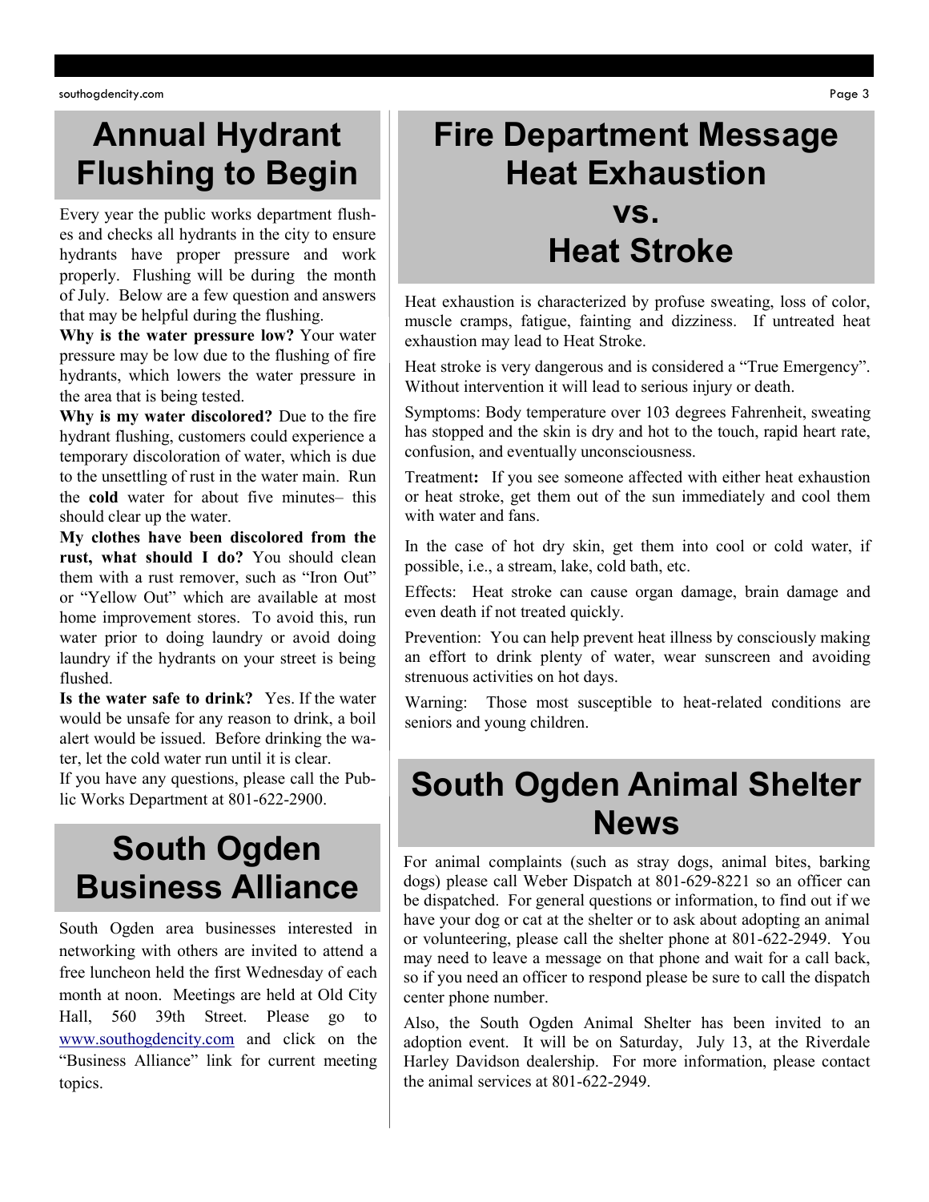# Annual Hydrant Flushing to Begin

Every year the public works department flushes and checks all hydrants in the city to ensure hydrants have proper pressure and work properly. Flushing will be during the month of July. Below are a few question and answers that may be helpful during the flushing.

**Why is the water pressure low?** Your water pressure may be low due to the flushing of fire hydrants, which lowers the water pressure in the area that is being tested.

**Why is my water discolored?** Due to the fire hydrant flushing, customers could experience a temporary discoloration of water, which is due to the unsettling of rust in the water main. Run the **cold** water for about five minutes– this should clear up the water.

**My clothes have been discolored from the rust, what should I do?** You should clean them with a rust remover, such as "Iron Out" or "Yellow Out" which are available at most home improvement stores. To avoid this, run water prior to doing laundry or avoid doing laundry if the hydrants on your street is being flushed.

**Is the water safe to drink?** Yes. If the water would be unsafe for any reason to drink, a boil alert would be issued. Before drinking the water, let the cold water run until it is clear.

If you have any questions, please call the Public Works Department at 801-622-2900.

# South Ogden Business Alliance

South Ogden area businesses interested in networking with others are invited to attend a free luncheon held the first Wednesday of each month at noon. Meetings are held at Old City Hall, 560 39th Street. Please go to www.southogdencity.com and click on the "Business Alliance" link for current meeting topics.

# Fire Department Message Heat Exhaustion vs. Heat Stroke

Heat exhaustion is characterized by profuse sweating, loss of color, muscle cramps, fatigue, fainting and dizziness. If untreated heat exhaustion may lead to Heat Stroke.

Heat stroke is very dangerous and is considered a "True Emergency". Without intervention it will lead to serious injury or death.

Symptoms: Body temperature over 103 degrees Fahrenheit, sweating has stopped and the skin is dry and hot to the touch, rapid heart rate, confusion, and eventually unconsciousness.

Treatment**:** If you see someone affected with either heat exhaustion or heat stroke, get them out of the sun immediately and cool them with water and fans.

In the case of hot dry skin, get them into cool or cold water, if possible, i.e., a stream, lake, cold bath, etc.

Effects: Heat stroke can cause organ damage, brain damage and even death if not treated quickly.

Prevention: You can help prevent heat illness by consciously making an effort to drink plenty of water, wear sunscreen and avoiding strenuous activities on hot days.

Warning: Those most susceptible to heat-related conditions are seniors and young children.

# South Ogden Animal Shelter News

For animal complaints (such as stray dogs, animal bites, barking dogs) please call Weber Dispatch at 801-629-8221 so an officer can be dispatched. For general questions or information, to find out if we have your dog or cat at the shelter or to ask about adopting an animal or volunteering, please call the shelter phone at 801-622-2949. You may need to leave a message on that phone and wait for a call back, so if you need an officer to respond please be sure to call the dispatch center phone number.

Also, the South Ogden Animal Shelter has been invited to an adoption event. It will be on Saturday, July 13, at the Riverdale Harley Davidson dealership. For more information, please contact the animal services at 801-622-2949.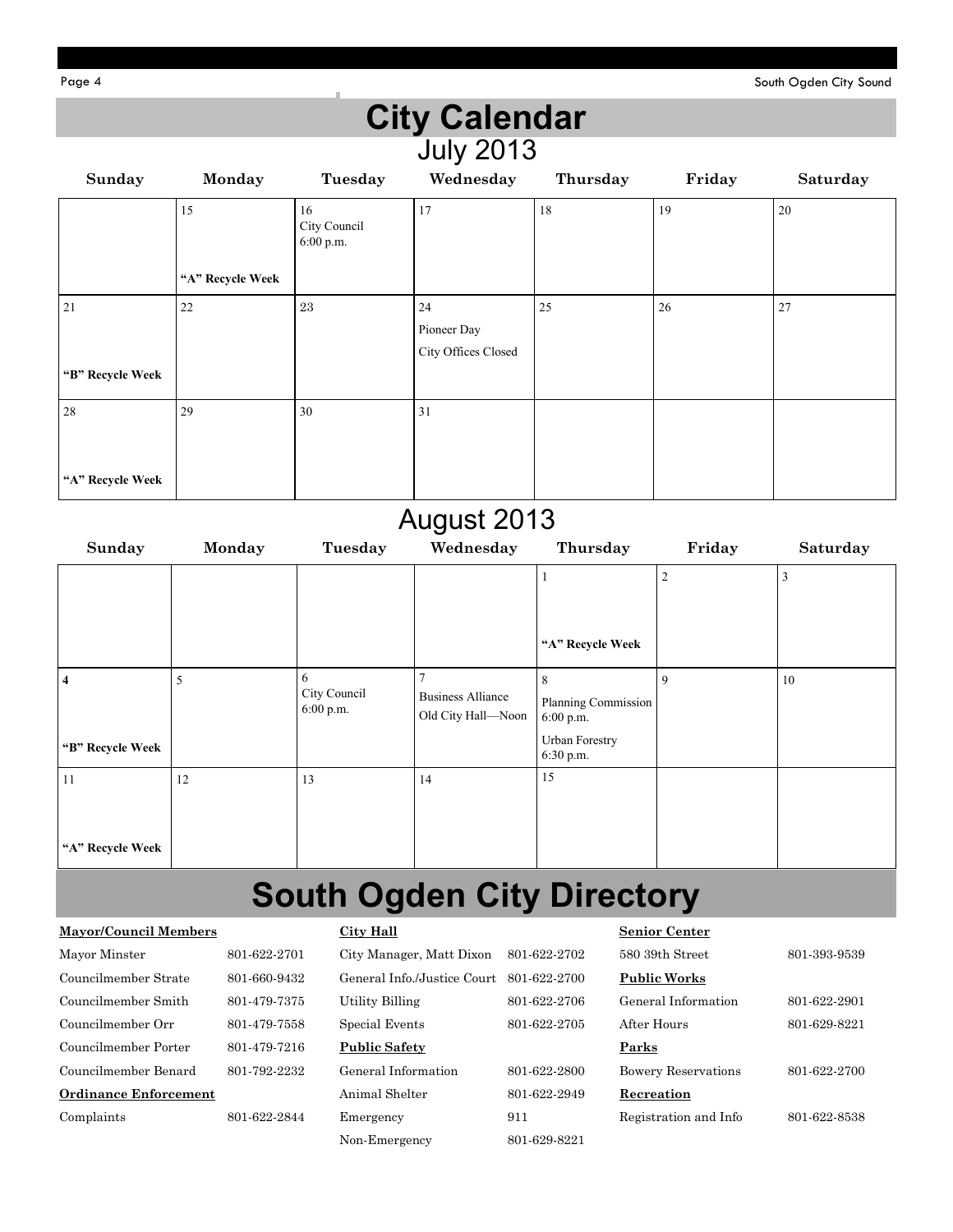# City Calendar

## July 2013

| Sunday | Monday | Tuesday | Wednesday | Thursday | Friday | Saturday |
|---|---|---|---|---|---|---|
| | 15 **"A" Recycle Week** | 16 City Council 6:00 p.m. | 17 | 18 | 19 | 20 |
| 21 **"B" Recycle Week** | 22 | 23 | 24 Pioneer Day City Offices Closed | 25 | 26 | 27 |
| 28 **"A" Recycle Week** | 29 | 30 | 31 | | | |

## August 2013

| Sunday | Monday | Tuesday | Wednesday | Thursday | Friday | Saturday |
|---|---|---|---|---|---|---|
| | | | | 1 **"A" Recycle Week** | 2 | 3 |
| **4** **"B" Recycle Week** | 5 | 6 City Council 6:00 p.m. | 7 Business Alliance Old City Hall—Noon | 8 Planning Commission 6:00 p.m. Urban Forestry 6:30 p.m. | 9 | 10 |
| 11 **"A" Recycle Week** | 12 | 13 | 14 | 15 | | |

# South Ogden City Directory

| | |
|---|---|
| **Mayor/Council Members** | |
| Mayor Minster | 801-622-2701 |
| Councilmember Strate | 801-660-9432 |
| Councilmember Smith | 801-479-7375 |
| Councilmember Orr | 801-479-7558 |
| Councilmember Porter | 801-479-7216 |
| Councilmember Benard | 801-792-2232 |
| **Ordinance Enforcement** | |
| Complaints | 801-622-2844 |

| | |
|---|---|
| **City Hall** | |
| City Manager, Matt Dixon | 801-622-2702 |
| General Info./Justice Court | 801-622-2700 |
| Utility Billing | 801-622-2706 |
| Special Events | 801-622-2705 |
| **Public Safety** | |
| General Information | 801-622-2800 |
| Animal Shelter | 801-622-2949 |
| Emergency | 911 |
| Non-Emergency | 801-629-8221 |

| | |
|---|---|
| **Senior Center** | |
| 580 39th Street | 801-393-9539 |
| **Public Works** | |
| General Information | 801-622-2901 |
| After Hours | 801-629-8221 |
| **Parks** | |
| Bowery Reservations | 801-622-2700 |
| **Recreation** | |
| Registration and Info | 801-622-8538 |